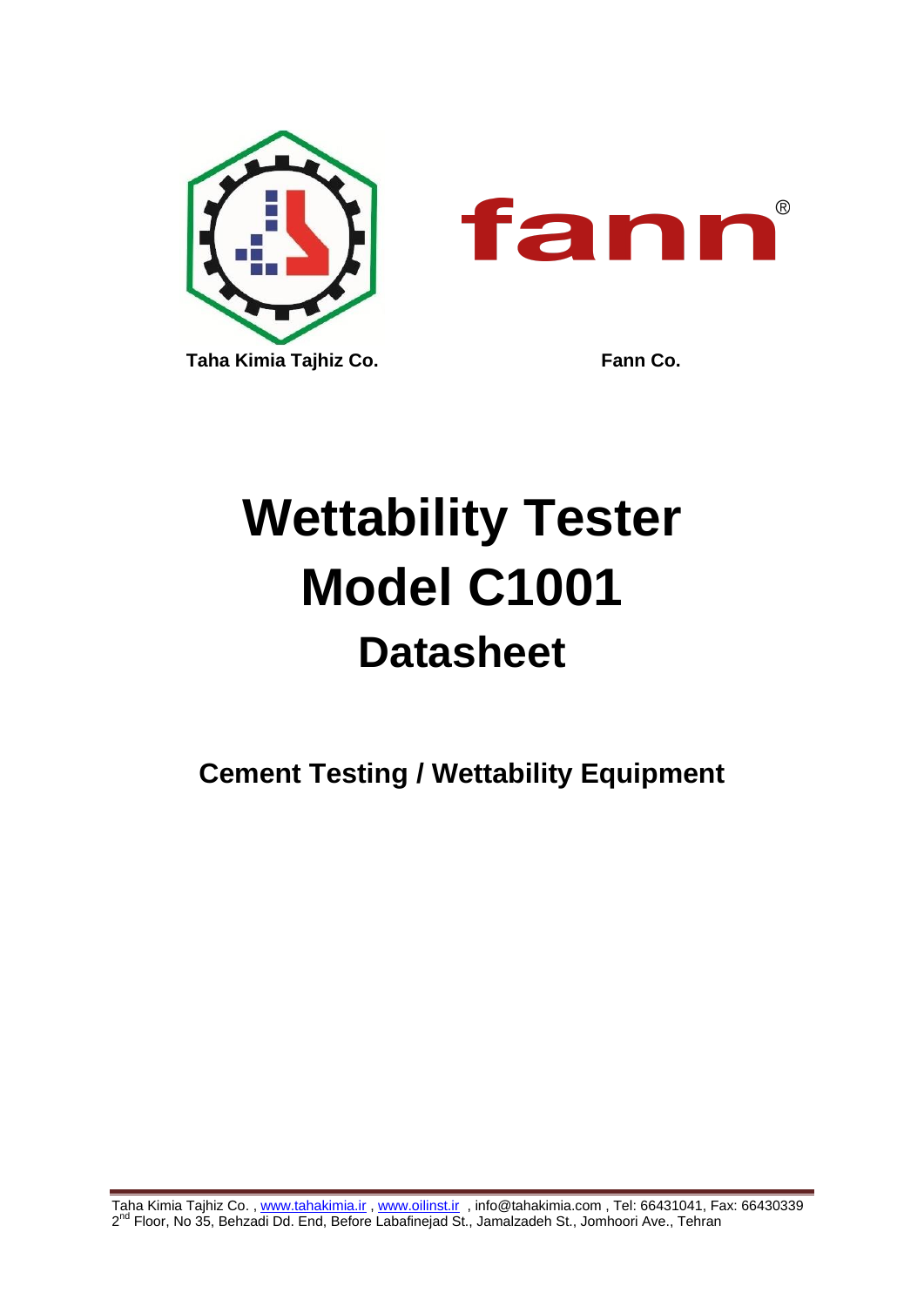Taha Kimia Tajhiz Co.

Fann Co.

# Wettability Tester
# Model C1001
## Datasheet

### Cement Testing / Wettability Equipment

Taha Kimia Tajhiz Co. , www.tahakimia.ir , www.oilinst.ir , info@tahakimia.com , Tel: 66431041, Fax: 66430339
2nd Floor, No 35, Behzadi Dd. End, Before Labafinejad St., Jamalzadeh St., Jomhoori Ave., Tehran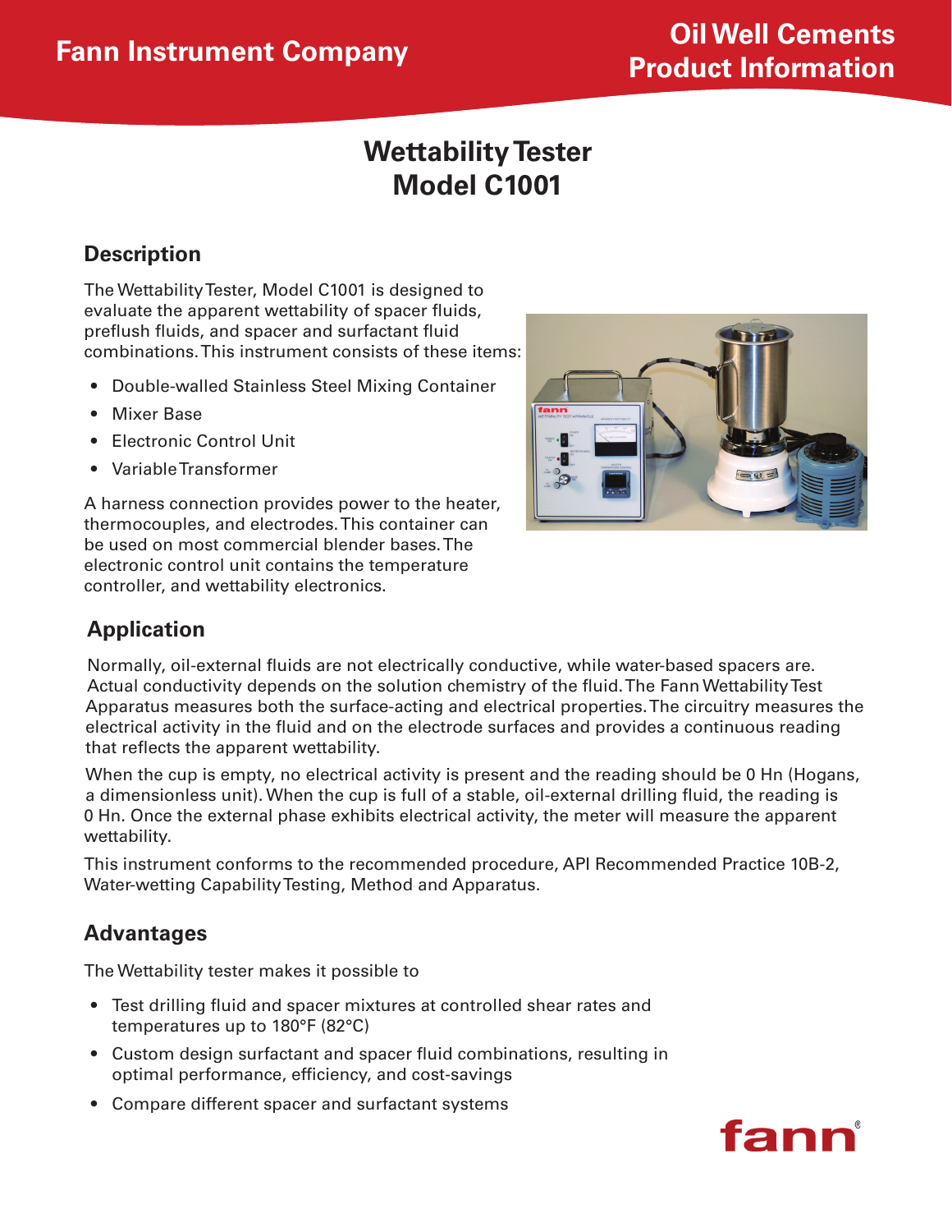# Wettability Tester Model C1001

## Description

The Wettability Tester, Model C1001 is designed to evaluate the apparent wettability of spacer fluids, preflush fluids, and spacer and surfactant fluid combinations. This instrument consists of these items:

- Double-walled Stainless Steel Mixing Container
- Mixer Base
- Electronic Control Unit
- Variable Transformer

A harness connection provides power to the heater, thermocouples, and electrodes. This container can be used on most commercial blender bases. The electronic control unit contains the temperature controller, and wettability electronics.

## Application

Normally, oil-external fluids are not electrically conductive, while water-based spacers are. Actual conductivity depends on the solution chemistry of the fluid. The Fann Wettability Test Apparatus measures both the surface-acting and electrical properties. The circuitry measures the electrical activity in the fluid and on the electrode surfaces and provides a continuous reading that reflects the apparent wettability.

When the cup is empty, no electrical activity is present and the reading should be 0 Hn (Hogans, a dimensionless unit). When the cup is full of a stable, oil-external drilling fluid, the reading is 0 Hn. Once the external phase exhibits electrical activity, the meter will measure the apparent wettability.

This instrument conforms to the recommended procedure, API Recommended Practice 10B-2, Water-wetting Capability Testing, Method and Apparatus.

## Advantages

The Wettability tester makes it possible to

- Test drilling fluid and spacer mixtures at controlled shear rates and temperatures up to 180°F (82°C)
- Custom design surfactant and spacer fluid combinations, resulting in optimal performance, efficiency, and cost-savings
- Compare different spacer and surfactant systems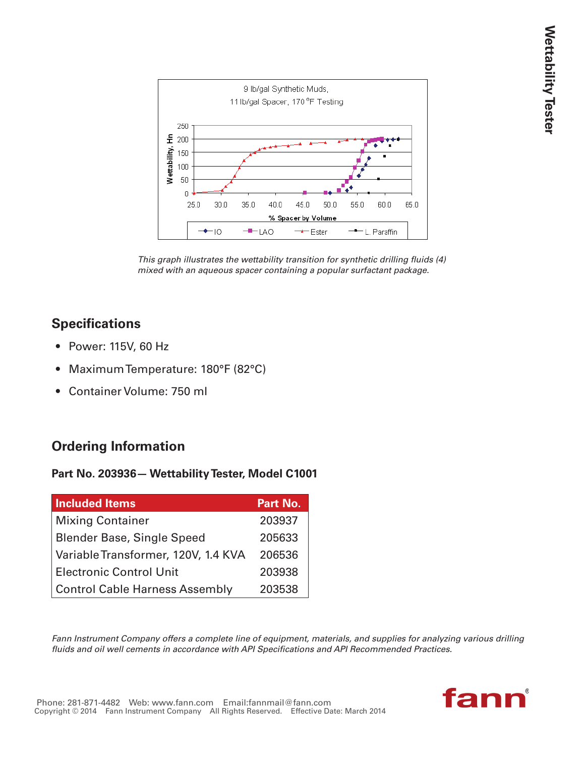9 lb/gal Synthetic Muds,
11 lb/gal Spacer, 170 °F Testing

Wettability, Hn

250
200
150
100
50
0

25.0 30.0 35.0 40.0 45.0 50.0 55.0 60.0 65.0

% Spacer by Volume

IO LAO Ester L. Paraffin

*This graph illustrates the wettability transition for synthetic drilling fluids (4) mixed with an aqueous spacer containing a popular surfactant package.*

## Specifications

- Power: 115V, 60 Hz
- Maximum Temperature: 180°F (82°C)
- Container Volume: 750 ml

## Ordering Information

### Part No. 203936— Wettability Tester, Model C1001

| Included Items | Part No. |
|---|---|
| Mixing Container | 203937 |
| Blender Base, Single Speed | 205633 |
| Variable Transformer, 120V, 1.4 KVA | 206536 |
| Electronic Control Unit | 203938 |
| Control Cable Harness Assembly | 203538 |

*Fann Instrument Company offers a complete line of equipment, materials, and supplies for analyzing various drilling fluids and oil well cements in accordance with API Specifications and API Recommended Practices.*

Phone: 281-871-4482 Web: www.fann.com Email:fannmail@fann.com
Copyright © 2014 Fann Instrument Company All Rights Reserved. Effective Date: March 2014

fann®